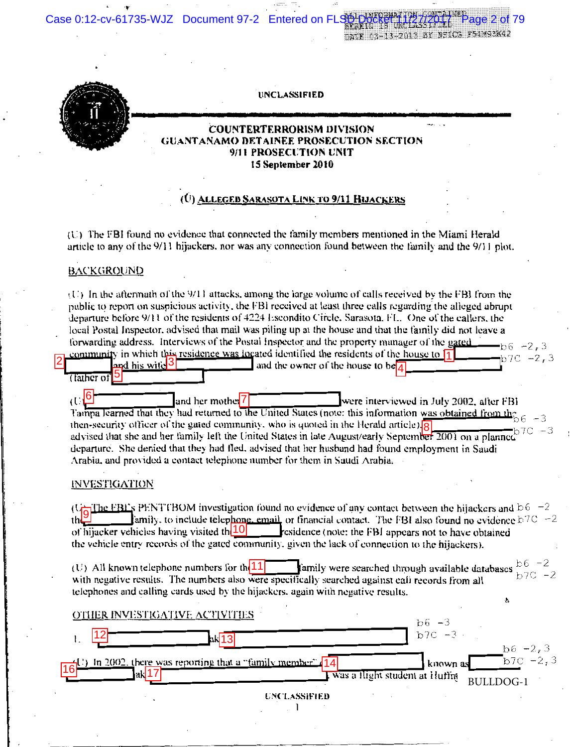UNCLASSIFIED

# COUNTERTERRORISM DIVISION
## GUANTANAMO DETAINEE PROSECUTION SECTION
## 9/11 PROSECUTION UNIT
**15 September 2010**

### (U) ALLEGED SARASOTA LINK TO 9/11 HIJACKERS

(U) The FBI found no evidence that connected the family members mentioned in the Miami Herald article to any of the 9/11 hijackers, nor was any connection found between the family and the 9/11 plot.

BACKGROUND

(U) In the aftermath of the 9/11 attacks, among the large volume of calls received by the FBI from the public to report on suspicious activity, the FBI received at least three calls regarding the alleged abrupt departure before 9/11 of the residents of 4224 Escondito Circle, Sarasota, FL. One of the callers, the local Postal Inspector, advised that mail was piling up at the house and that the family did not leave a forwarding address. Interviews of the Postal Inspector and the property manager of the gated community in which this residence was located identified the residents of the house to [1] [2] and his wife [3] and the owner of the house to be [4] (father of [5]

b6 -2,3
b7C -2,3

(U) [6] and her mother [7] were interviewed in July 2002, after FBI Tampa learned that they had returned to the United States (note: this information was obtained from the then-security officer of the gated community, who is quoted in the Herald article). [8] advised that she and her family left the United States in late August/early September 2001 on a planned departure. She denied that they had fled, advised that her husband had found employment in Saudi Arabia, and provided a contact telephone number for them in Saudi Arabia.

b6 -3
b7C -3

INVESTIGATION

(U) The FBI's PENTTBOM investigation found no evidence of any contact between the hijackers and the [9] family, to include telephone, email, or financial contact. The FBI also found no evidence of hijacker vehicles having visited the [10] residence (note: the FBI appears not to have obtained the vehicle entry records of the gated community, given the lack of connection to the hijackers).

b6 -2
b7C -2

(U) All known telephone numbers for the [11] family were searched through available databases with negative results. The numbers also were specifically searched against call records from all telephones and calling cards used by the hijackers, again with negative results.

b6 -2
b7C -2

OTHER INVESTIGATIVE ACTIVITIES

1. [12] aka [13]

b6 -3
b7C -3

(U) In 2002, there was reporting that a "family member" [14] known as [16] aka [17] was a flight student at Huffman

b6 -2,3
b7C -2,3

BULLDOG-1

UNCLASSIFIED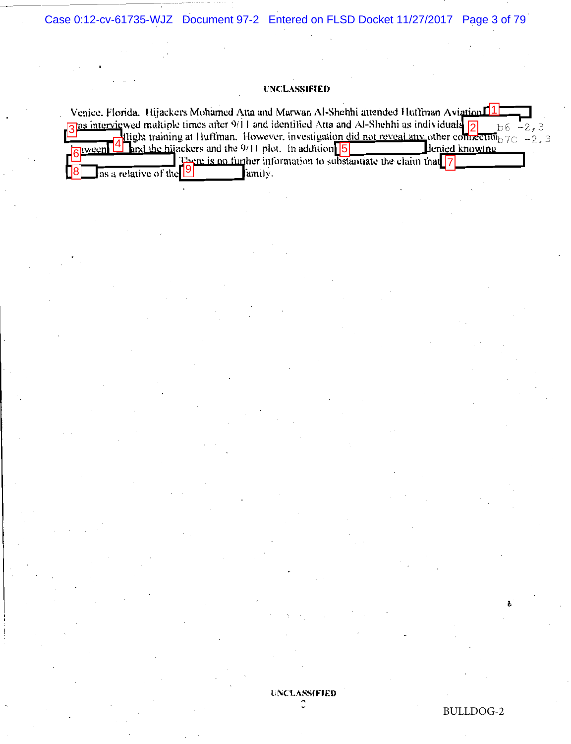UNCLASSIFIED

Venice, Florida. Hijackers Mohamed Atta and Marwan Al-Shehhi attended Huffman Aviation [1] [3] was interviewed multiple times after 9/11 and identified Atta and Al-Shehhi as individuals [2] flight training at Huffman. However, investigation did not reveal any other connection between [4] and the hijackers and the 9/11 plot. In addition [5] denied knowing [6] There is no further information to substantiate the claim that [7] [8] as a relative of the [9] family.

b6 -2,3
b7C -2,3

UNCLASSIFIED

BULLDOG-2